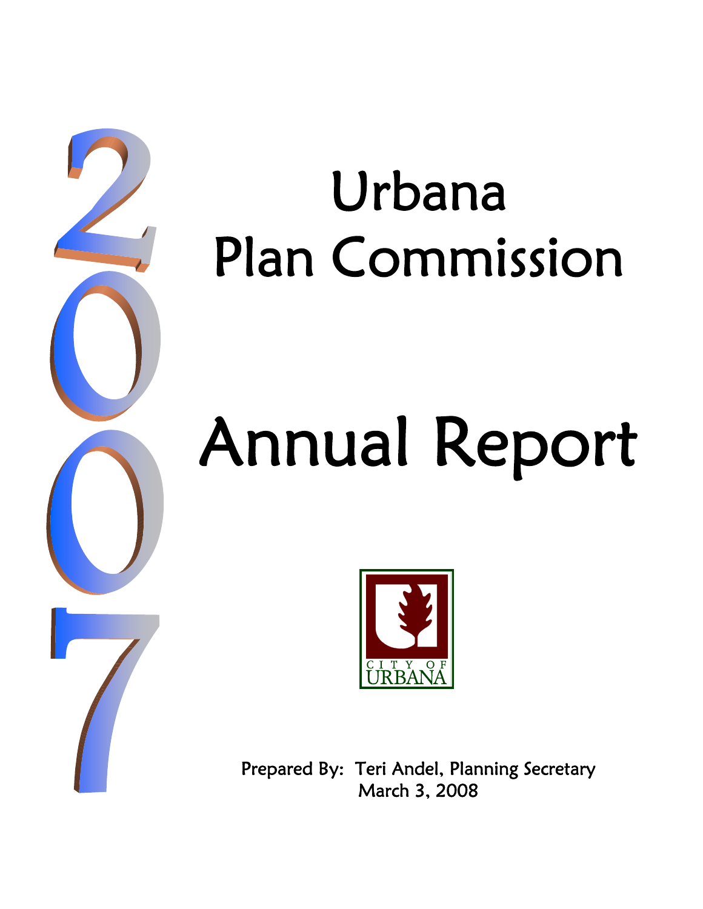2007

# Urbana Plan Commission

# Annual Report

CITY OF URBANA

Prepared By: Teri Andel, Planning Secretary
March 3, 2008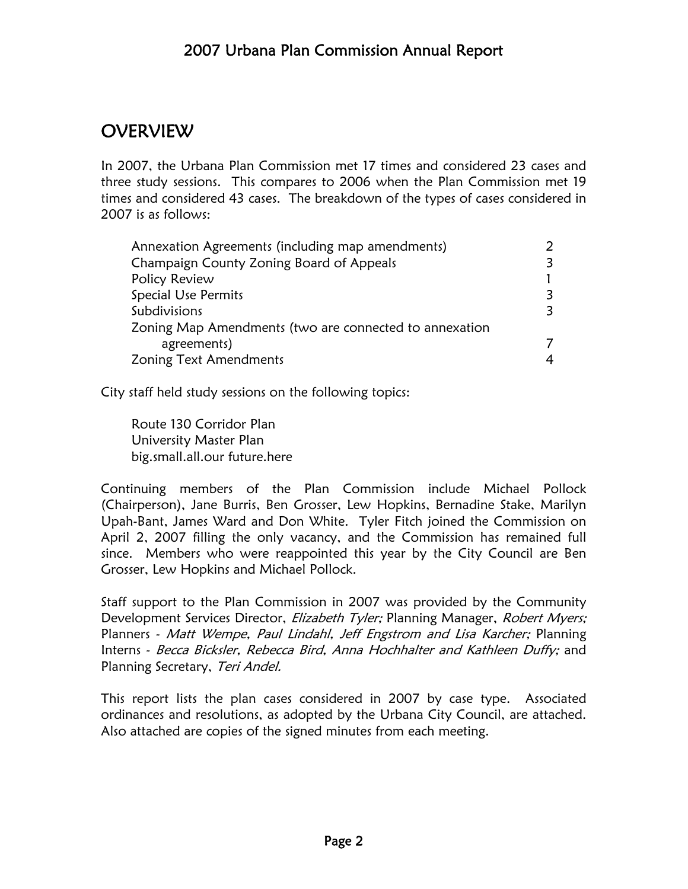# OVERVIEW

In 2007, the Urbana Plan Commission met 17 times and considered 23 cases and three study sessions. This compares to 2006 when the Plan Commission met 19 times and considered 43 cases. The breakdown of the types of cases considered in 2007 is as follows:

| Case Type | Count |
|---|---|
| Annexation Agreements (including map amendments) | 2 |
| Champaign County Zoning Board of Appeals | 3 |
| Policy Review | 1 |
| Special Use Permits | 3 |
| Subdivisions | 3 |
| Zoning Map Amendments (two are connected to annexation agreements) | 7 |
| Zoning Text Amendments | 4 |

City staff held study sessions on the following topics:

Route 130 Corridor Plan
University Master Plan
big.small.all.our future.here

Continuing members of the Plan Commission include Michael Pollock (Chairperson), Jane Burris, Ben Grosser, Lew Hopkins, Bernadine Stake, Marilyn Upah-Bant, James Ward and Don White. Tyler Fitch joined the Commission on April 2, 2007 filling the only vacancy, and the Commission has remained full since. Members who were reappointed this year by the City Council are Ben Grosser, Lew Hopkins and Michael Pollock.

Staff support to the Plan Commission in 2007 was provided by the Community Development Services Director, *Elizabeth Tyler;* Planning Manager, *Robert Myers;* Planners - *Matt Wempe, Paul Lindahl, Jeff Engstrom and Lisa Karcher;* Planning Interns - *Becca Bicksler, Rebecca Bird, Anna Hochhalter and Kathleen Duffy;* and Planning Secretary, *Teri Andel.*

This report lists the plan cases considered in 2007 by case type. Associated ordinances and resolutions, as adopted by the Urbana City Council, are attached. Also attached are copies of the signed minutes from each meeting.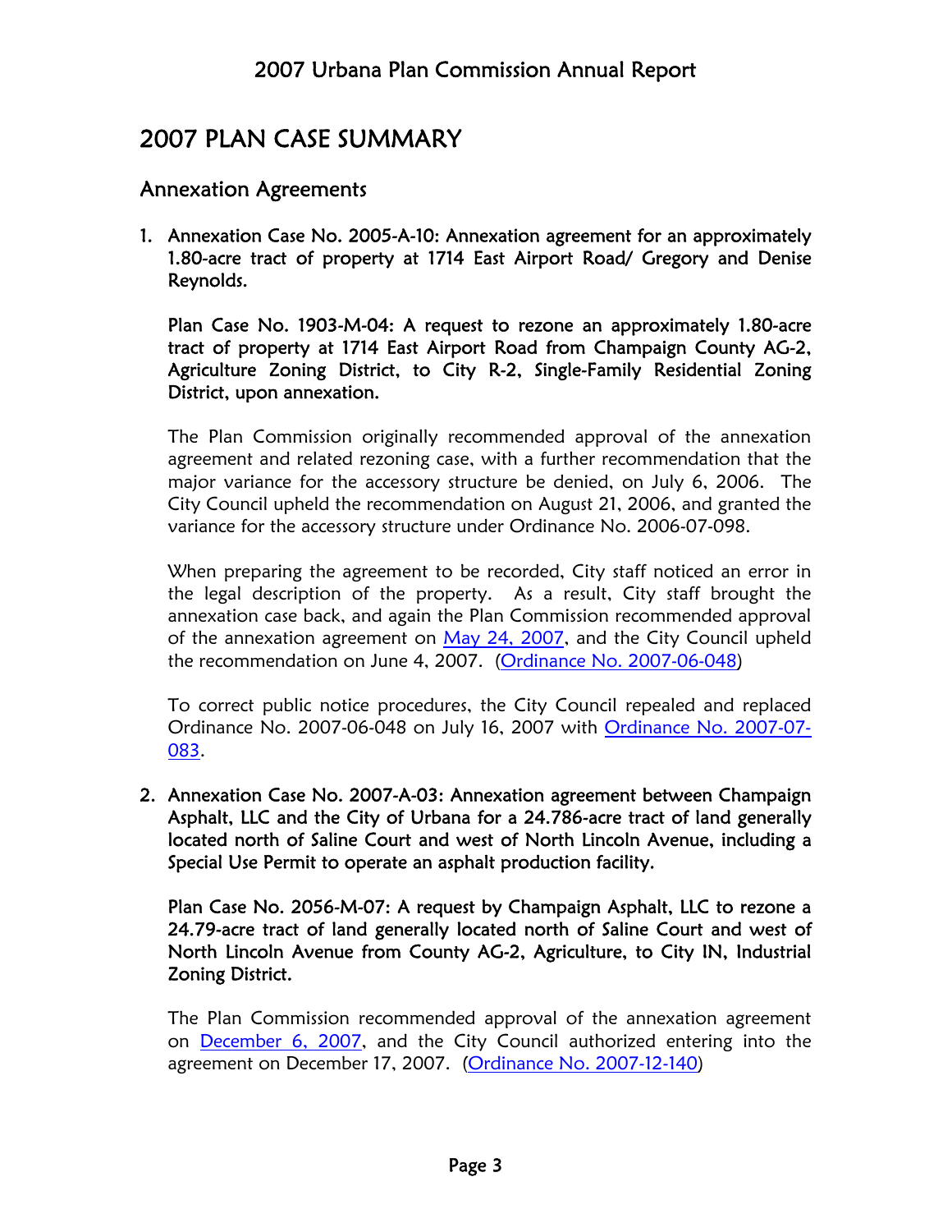# 2007 PLAN CASE SUMMARY

## Annexation Agreements

1. **Annexation Case No. 2005-A-10: Annexation agreement for an approximately 1.80-acre tract of property at 1714 East Airport Road/ Gregory and Denise Reynolds.**

   **Plan Case No. 1903-M-04: A request to rezone an approximately 1.80-acre tract of property at 1714 East Airport Road from Champaign County AG-2, Agriculture Zoning District, to City R-2, Single-Family Residential Zoning District, upon annexation.**

   The Plan Commission originally recommended approval of the annexation agreement and related rezoning case, with a further recommendation that the major variance for the accessory structure be denied, on July 6, 2006. The City Council upheld the recommendation on August 21, 2006, and granted the variance for the accessory structure under Ordinance No. 2006-07-098.

   When preparing the agreement to be recorded, City staff noticed an error in the legal description of the property. As a result, City staff brought the annexation case back, and again the Plan Commission recommended approval of the annexation agreement on May 24, 2007, and the City Council upheld the recommendation on June 4, 2007. (Ordinance No. 2007-06-048)

   To correct public notice procedures, the City Council repealed and replaced Ordinance No. 2007-06-048 on July 16, 2007 with Ordinance No. 2007-07-083.

2. **Annexation Case No. 2007-A-03: Annexation agreement between Champaign Asphalt, LLC and the City of Urbana for a 24.786-acre tract of land generally located north of Saline Court and west of North Lincoln Avenue, including a Special Use Permit to operate an asphalt production facility.**

   **Plan Case No. 2056-M-07: A request by Champaign Asphalt, LLC to rezone a 24.79-acre tract of land generally located north of Saline Court and west of North Lincoln Avenue from County AG-2, Agriculture, to City IN, Industrial Zoning District.**

   The Plan Commission recommended approval of the annexation agreement on December 6, 2007, and the City Council authorized entering into the agreement on December 17, 2007. (Ordinance No. 2007-12-140)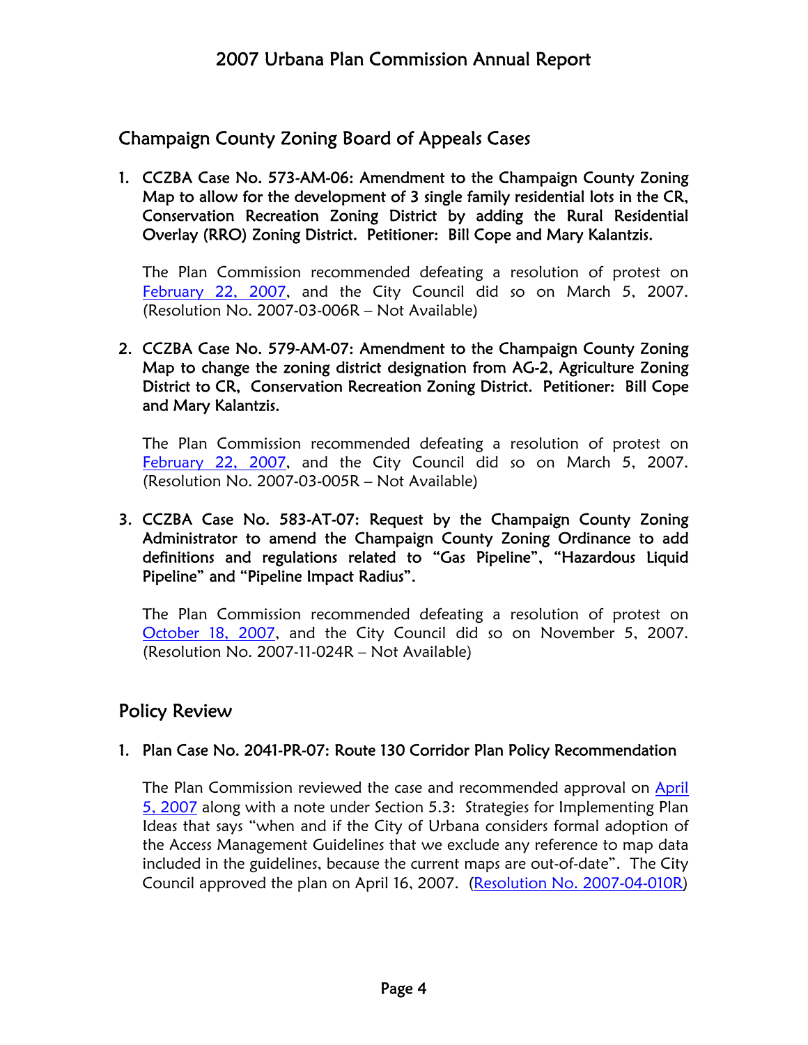## Champaign County Zoning Board of Appeals Cases

1. **CCZBA Case No. 573-AM-06: Amendment to the Champaign County Zoning Map to allow for the development of 3 single family residential lots in the CR, Conservation Recreation Zoning District by adding the Rural Residential Overlay (RRO) Zoning District. Petitioner: Bill Cope and Mary Kalantzis.**

   The Plan Commission recommended defeating a resolution of protest on February 22, 2007, and the City Council did so on March 5, 2007. (Resolution No. 2007-03-006R – Not Available)

2. **CCZBA Case No. 579-AM-07: Amendment to the Champaign County Zoning Map to change the zoning district designation from AG-2, Agriculture Zoning District to CR, Conservation Recreation Zoning District. Petitioner: Bill Cope and Mary Kalantzis.**

   The Plan Commission recommended defeating a resolution of protest on February 22, 2007, and the City Council did so on March 5, 2007. (Resolution No. 2007-03-005R – Not Available)

3. **CCZBA Case No. 583-AT-07: Request by the Champaign County Zoning Administrator to amend the Champaign County Zoning Ordinance to add definitions and regulations related to "Gas Pipeline", "Hazardous Liquid Pipeline" and "Pipeline Impact Radius".**

   The Plan Commission recommended defeating a resolution of protest on October 18, 2007, and the City Council did so on November 5, 2007. (Resolution No. 2007-11-024R – Not Available)

## Policy Review

1. **Plan Case No. 2041-PR-07: Route 130 Corridor Plan Policy Recommendation**

   The Plan Commission reviewed the case and recommended approval on April 5, 2007 along with a note under Section 5.3: Strategies for Implementing Plan Ideas that says "when and if the City of Urbana considers formal adoption of the Access Management Guidelines that we exclude any reference to map data included in the guidelines, because the current maps are out-of-date". The City Council approved the plan on April 16, 2007. (Resolution No. 2007-04-010R)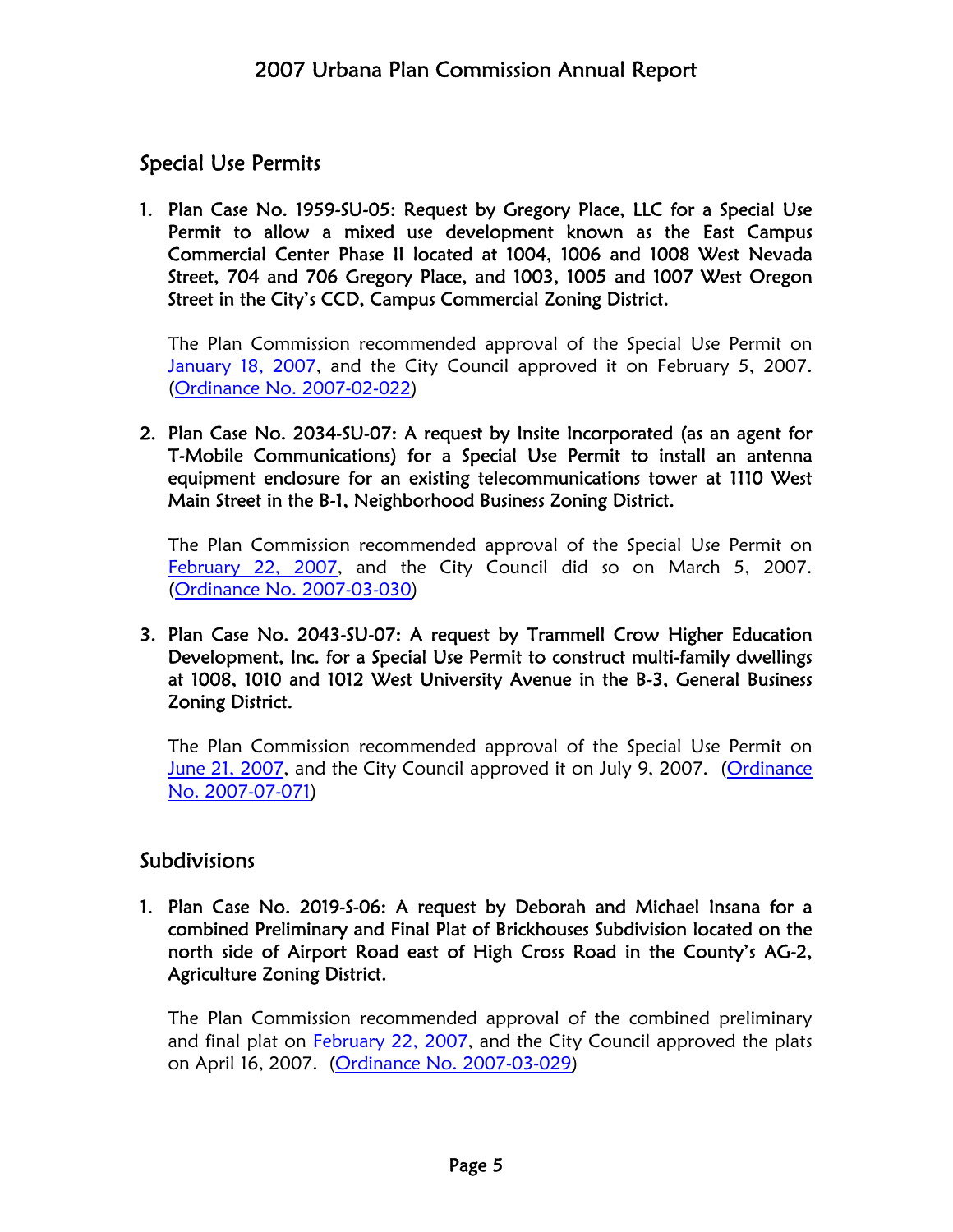## Special Use Permits

1. **Plan Case No. 1959-SU-05: Request by Gregory Place, LLC for a Special Use Permit to allow a mixed use development known as the East Campus Commercial Center Phase II located at 1004, 1006 and 1008 West Nevada Street, 704 and 706 Gregory Place, and 1003, 1005 and 1007 West Oregon Street in the City's CCD, Campus Commercial Zoning District.**

   The Plan Commission recommended approval of the Special Use Permit on January 18, 2007, and the City Council approved it on February 5, 2007. (Ordinance No. 2007-02-022)

2. **Plan Case No. 2034-SU-07: A request by Insite Incorporated (as an agent for T-Mobile Communications) for a Special Use Permit to install an antenna equipment enclosure for an existing telecommunications tower at 1110 West Main Street in the B-1, Neighborhood Business Zoning District.**

   The Plan Commission recommended approval of the Special Use Permit on February 22, 2007, and the City Council did so on March 5, 2007. (Ordinance No. 2007-03-030)

3. **Plan Case No. 2043-SU-07: A request by Trammell Crow Higher Education Development, Inc. for a Special Use Permit to construct multi-family dwellings at 1008, 1010 and 1012 West University Avenue in the B-3, General Business Zoning District.**

   The Plan Commission recommended approval of the Special Use Permit on June 21, 2007, and the City Council approved it on July 9, 2007. (Ordinance No. 2007-07-071)

## Subdivisions

1. **Plan Case No. 2019-S-06: A request by Deborah and Michael Insana for a combined Preliminary and Final Plat of Brickhouses Subdivision located on the north side of Airport Road east of High Cross Road in the County's AG-2, Agriculture Zoning District.**

   The Plan Commission recommended approval of the combined preliminary and final plat on February 22, 2007, and the City Council approved the plats on April 16, 2007. (Ordinance No. 2007-03-029)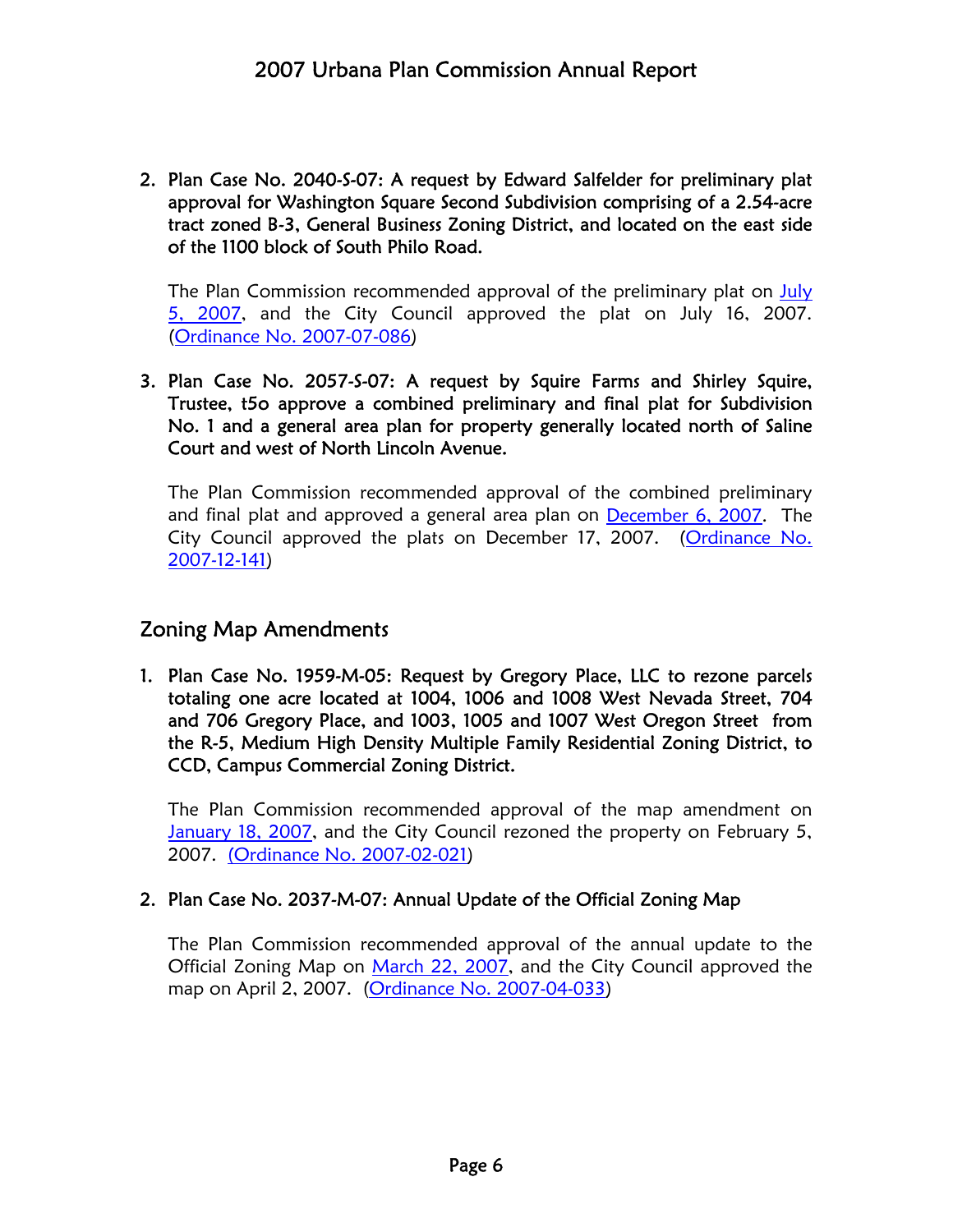2. **Plan Case No. 2040-S-07: A request by Edward Salfelder for preliminary plat approval for Washington Square Second Subdivision comprising of a 2.54-acre tract zoned B-3, General Business Zoning District, and located on the east side of the 1100 block of South Philo Road.**

   The Plan Commission recommended approval of the preliminary plat on July 5, 2007, and the City Council approved the plat on July 16, 2007. (Ordinance No. 2007-07-086)

3. **Plan Case No. 2057-S-07: A request by Squire Farms and Shirley Squire, Trustee, t5o approve a combined preliminary and final plat for Subdivision No. 1 and a general area plan for property generally located north of Saline Court and west of North Lincoln Avenue.**

   The Plan Commission recommended approval of the combined preliminary and final plat and approved a general area plan on December 6, 2007. The City Council approved the plats on December 17, 2007. (Ordinance No. 2007-12-141)

## Zoning Map Amendments

1. **Plan Case No. 1959-M-05: Request by Gregory Place, LLC to rezone parcels totaling one acre located at 1004, 1006 and 1008 West Nevada Street, 704 and 706 Gregory Place, and 1003, 1005 and 1007 West Oregon Street from the R-5, Medium High Density Multiple Family Residential Zoning District, to CCD, Campus Commercial Zoning District.**

   The Plan Commission recommended approval of the map amendment on January 18, 2007, and the City Council rezoned the property on February 5, 2007. (Ordinance No. 2007-02-021)

2. **Plan Case No. 2037-M-07: Annual Update of the Official Zoning Map**

   The Plan Commission recommended approval of the annual update to the Official Zoning Map on March 22, 2007, and the City Council approved the map on April 2, 2007. (Ordinance No. 2007-04-033)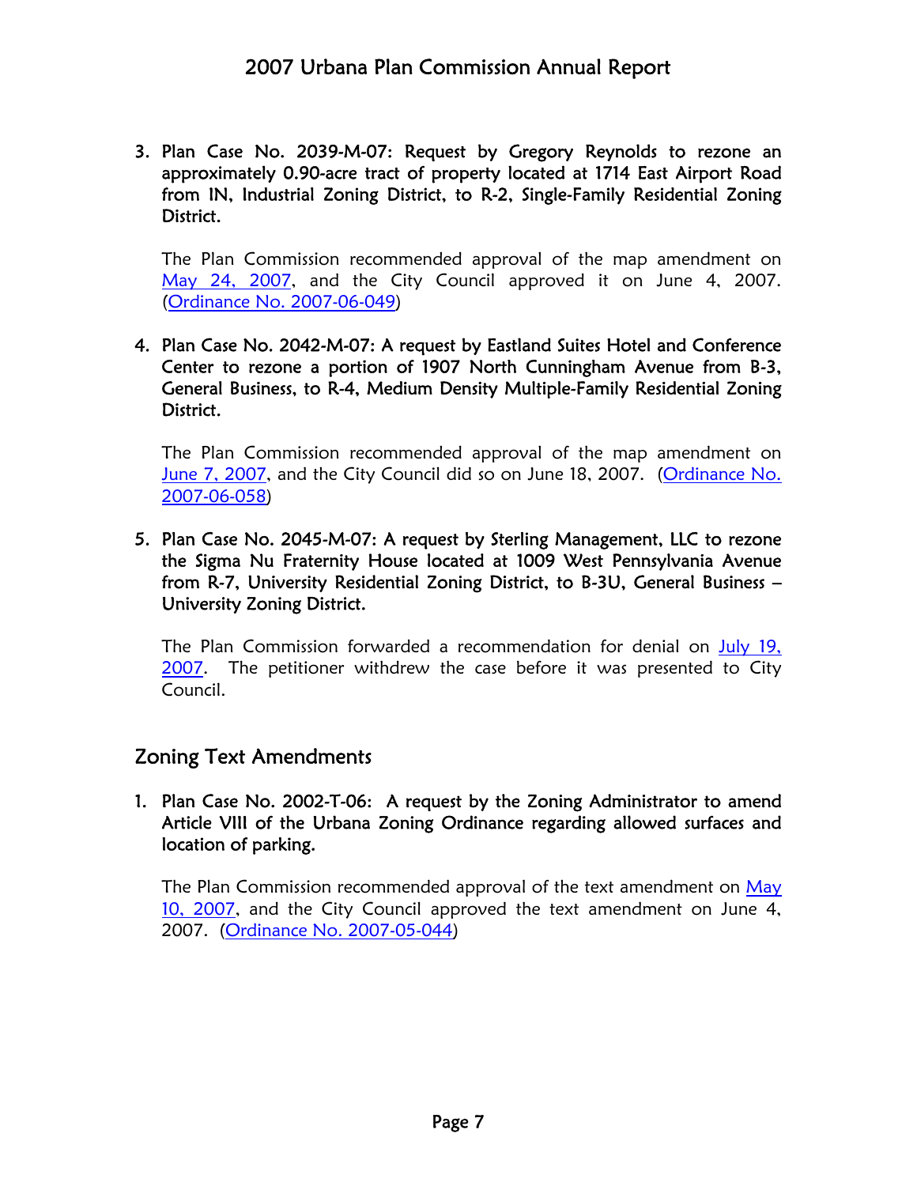3. **Plan Case No. 2039-M-07: Request by Gregory Reynolds to rezone an approximately 0.90-acre tract of property located at 1714 East Airport Road from IN, Industrial Zoning District, to R-2, Single-Family Residential Zoning District.**

   The Plan Commission recommended approval of the map amendment on May 24, 2007, and the City Council approved it on June 4, 2007. (Ordinance No. 2007-06-049)

4. **Plan Case No. 2042-M-07: A request by Eastland Suites Hotel and Conference Center to rezone a portion of 1907 North Cunningham Avenue from B-3, General Business, to R-4, Medium Density Multiple-Family Residential Zoning District.**

   The Plan Commission recommended approval of the map amendment on June 7, 2007, and the City Council did so on June 18, 2007. (Ordinance No. 2007-06-058)

5. **Plan Case No. 2045-M-07: A request by Sterling Management, LLC to rezone the Sigma Nu Fraternity House located at 1009 West Pennsylvania Avenue from R-7, University Residential Zoning District, to B-3U, General Business – University Zoning District.**

   The Plan Commission forwarded a recommendation for denial on July 19, 2007. The petitioner withdrew the case before it was presented to City Council.

## Zoning Text Amendments

1. **Plan Case No. 2002-T-06: A request by the Zoning Administrator to amend Article VIII of the Urbana Zoning Ordinance regarding allowed surfaces and location of parking.**

   The Plan Commission recommended approval of the text amendment on May 10, 2007, and the City Council approved the text amendment on June 4, 2007. (Ordinance No. 2007-05-044)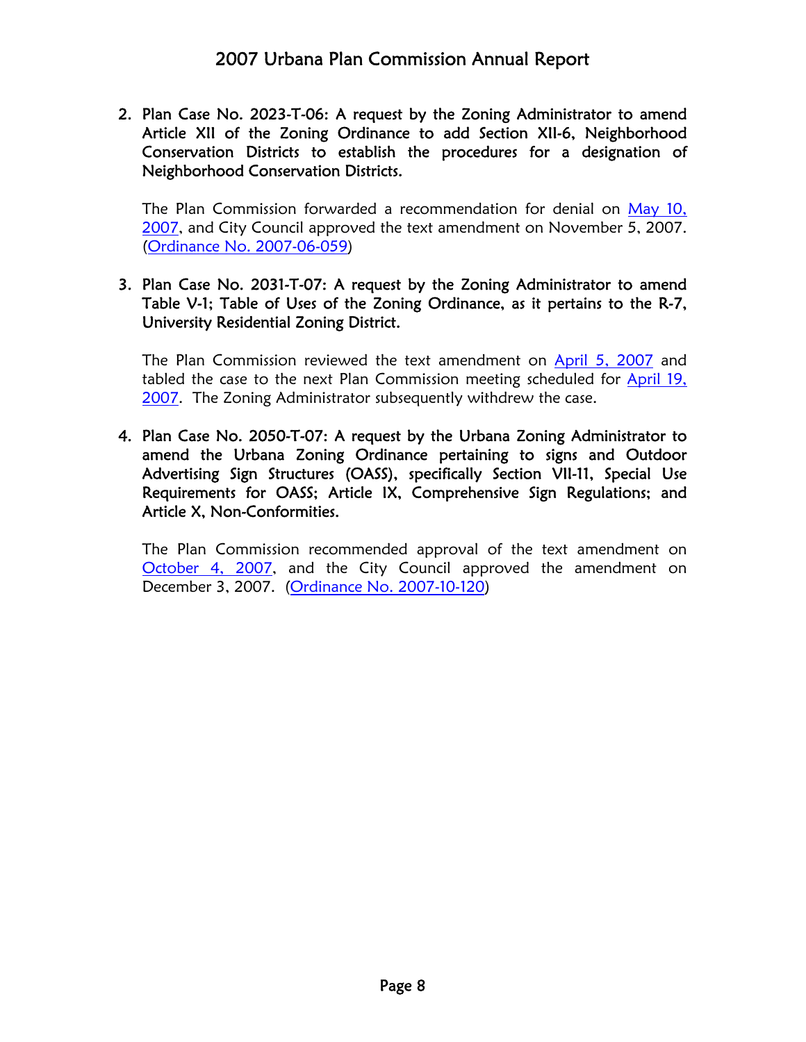2. **Plan Case No. 2023-T-06: A request by the Zoning Administrator to amend Article XII of the Zoning Ordinance to add Section XII-6, Neighborhood Conservation Districts to establish the procedures for a designation of Neighborhood Conservation Districts.**

   The Plan Commission forwarded a recommendation for denial on May 10, 2007, and City Council approved the text amendment on November 5, 2007. (Ordinance No. 2007-06-059)

3. **Plan Case No. 2031-T-07: A request by the Zoning Administrator to amend Table V-1; Table of Uses of the Zoning Ordinance, as it pertains to the R-7, University Residential Zoning District.**

   The Plan Commission reviewed the text amendment on April 5, 2007 and tabled the case to the next Plan Commission meeting scheduled for April 19, 2007. The Zoning Administrator subsequently withdrew the case.

4. **Plan Case No. 2050-T-07: A request by the Urbana Zoning Administrator to amend the Urbana Zoning Ordinance pertaining to signs and Outdoor Advertising Sign Structures (OASS), specifically Section VII-11, Special Use Requirements for OASS; Article IX, Comprehensive Sign Regulations; and Article X, Non-Conformities.**

   The Plan Commission recommended approval of the text amendment on October 4, 2007, and the City Council approved the amendment on December 3, 2007. (Ordinance No. 2007-10-120)